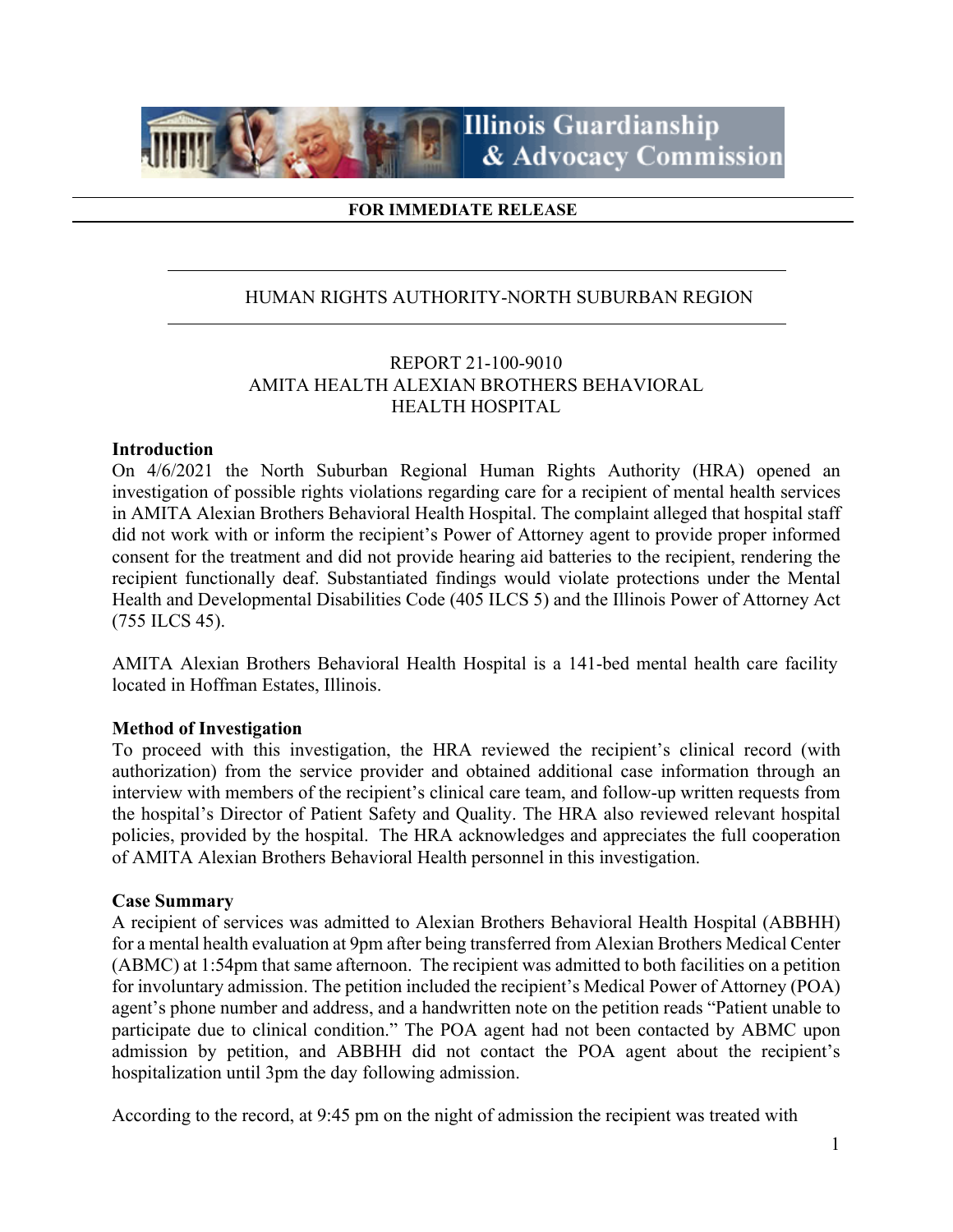Illinois Guardianship & Advocacy Commission

**FOR IMMEDIATE RELEASE**

HUMAN RIGHTS AUTHORITY-NORTH SUBURBAN REGION

REPORT 21-100-9010
AMITA HEALTH ALEXIAN BROTHERS BEHAVIORAL
HEALTH HOSPITAL

**Introduction**

On 4/6/2021 the North Suburban Regional Human Rights Authority (HRA) opened an investigation of possible rights violations regarding care for a recipient of mental health services in AMITA Alexian Brothers Behavioral Health Hospital. The complaint alleged that hospital staff did not work with or inform the recipient's Power of Attorney agent to provide proper informed consent for the treatment and did not provide hearing aid batteries to the recipient, rendering the recipient functionally deaf. Substantiated findings would violate protections under the Mental Health and Developmental Disabilities Code (405 ILCS 5) and the Illinois Power of Attorney Act (755 ILCS 45).

AMITA Alexian Brothers Behavioral Health Hospital is a 141-bed mental health care facility located in Hoffman Estates, Illinois.

**Method of Investigation**

To proceed with this investigation, the HRA reviewed the recipient's clinical record (with authorization) from the service provider and obtained additional case information through an interview with members of the recipient's clinical care team, and follow-up written requests from the hospital's Director of Patient Safety and Quality. The HRA also reviewed relevant hospital policies, provided by the hospital. The HRA acknowledges and appreciates the full cooperation of AMITA Alexian Brothers Behavioral Health personnel in this investigation.

**Case Summary**

A recipient of services was admitted to Alexian Brothers Behavioral Health Hospital (ABBHH) for a mental health evaluation at 9pm after being transferred from Alexian Brothers Medical Center (ABMC) at 1:54pm that same afternoon. The recipient was admitted to both facilities on a petition for involuntary admission. The petition included the recipient's Medical Power of Attorney (POA) agent's phone number and address, and a handwritten note on the petition reads "Patient unable to participate due to clinical condition." The POA agent had not been contacted by ABMC upon admission by petition, and ABBHH did not contact the POA agent about the recipient's hospitalization until 3pm the day following admission.

According to the record, at 9:45 pm on the night of admission the recipient was treated with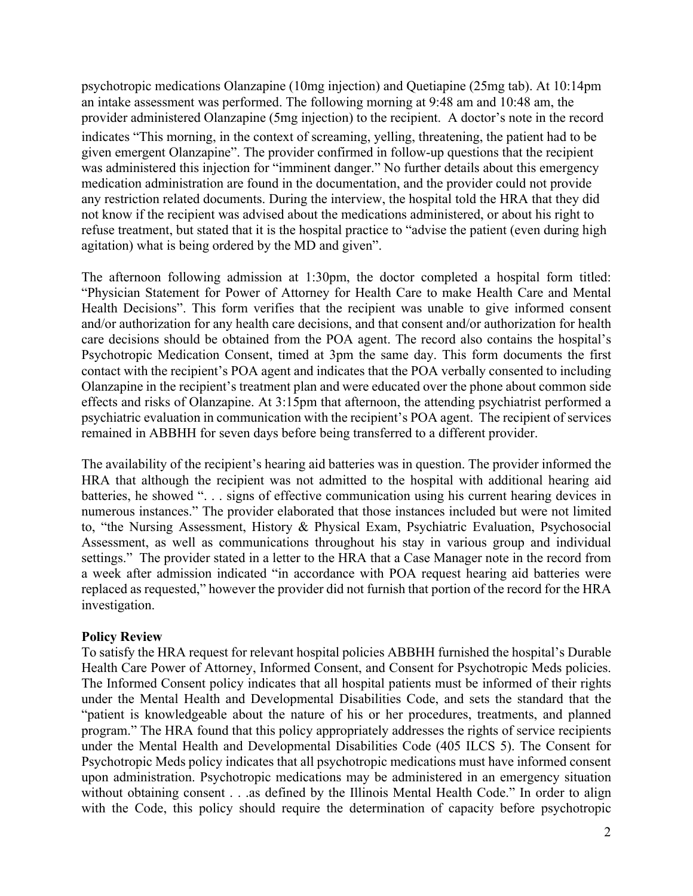psychotropic medications Olanzapine (10mg injection) and Quetiapine (25mg tab). At 10:14pm an intake assessment was performed. The following morning at 9:48 am and 10:48 am, the provider administered Olanzapine (5mg injection) to the recipient. A doctor's note in the record indicates "This morning, in the context of screaming, yelling, threatening, the patient had to be given emergent Olanzapine". The provider confirmed in follow-up questions that the recipient was administered this injection for "imminent danger." No further details about this emergency medication administration are found in the documentation, and the provider could not provide any restriction related documents. During the interview, the hospital told the HRA that they did not know if the recipient was advised about the medications administered, or about his right to refuse treatment, but stated that it is the hospital practice to "advise the patient (even during high agitation) what is being ordered by the MD and given".

The afternoon following admission at 1:30pm, the doctor completed a hospital form titled: "Physician Statement for Power of Attorney for Health Care to make Health Care and Mental Health Decisions". This form verifies that the recipient was unable to give informed consent and/or authorization for any health care decisions, and that consent and/or authorization for health care decisions should be obtained from the POA agent. The record also contains the hospital's Psychotropic Medication Consent, timed at 3pm the same day. This form documents the first contact with the recipient's POA agent and indicates that the POA verbally consented to including Olanzapine in the recipient's treatment plan and were educated over the phone about common side effects and risks of Olanzapine. At 3:15pm that afternoon, the attending psychiatrist performed a psychiatric evaluation in communication with the recipient's POA agent. The recipient of services remained in ABBHH for seven days before being transferred to a different provider.

The availability of the recipient's hearing aid batteries was in question. The provider informed the HRA that although the recipient was not admitted to the hospital with additional hearing aid batteries, he showed ". . . signs of effective communication using his current hearing devices in numerous instances." The provider elaborated that those instances included but were not limited to, "the Nursing Assessment, History & Physical Exam, Psychiatric Evaluation, Psychosocial Assessment, as well as communications throughout his stay in various group and individual settings." The provider stated in a letter to the HRA that a Case Manager note in the record from a week after admission indicated "in accordance with POA request hearing aid batteries were replaced as requested," however the provider did not furnish that portion of the record for the HRA investigation.

**Policy Review**

To satisfy the HRA request for relevant hospital policies ABBHH furnished the hospital's Durable Health Care Power of Attorney, Informed Consent, and Consent for Psychotropic Meds policies. The Informed Consent policy indicates that all hospital patients must be informed of their rights under the Mental Health and Developmental Disabilities Code, and sets the standard that the "patient is knowledgeable about the nature of his or her procedures, treatments, and planned program." The HRA found that this policy appropriately addresses the rights of service recipients under the Mental Health and Developmental Disabilities Code (405 ILCS 5). The Consent for Psychotropic Meds policy indicates that all psychotropic medications must have informed consent upon administration. Psychotropic medications may be administered in an emergency situation without obtaining consent . . .as defined by the Illinois Mental Health Code." In order to align with the Code, this policy should require the determination of capacity before psychotropic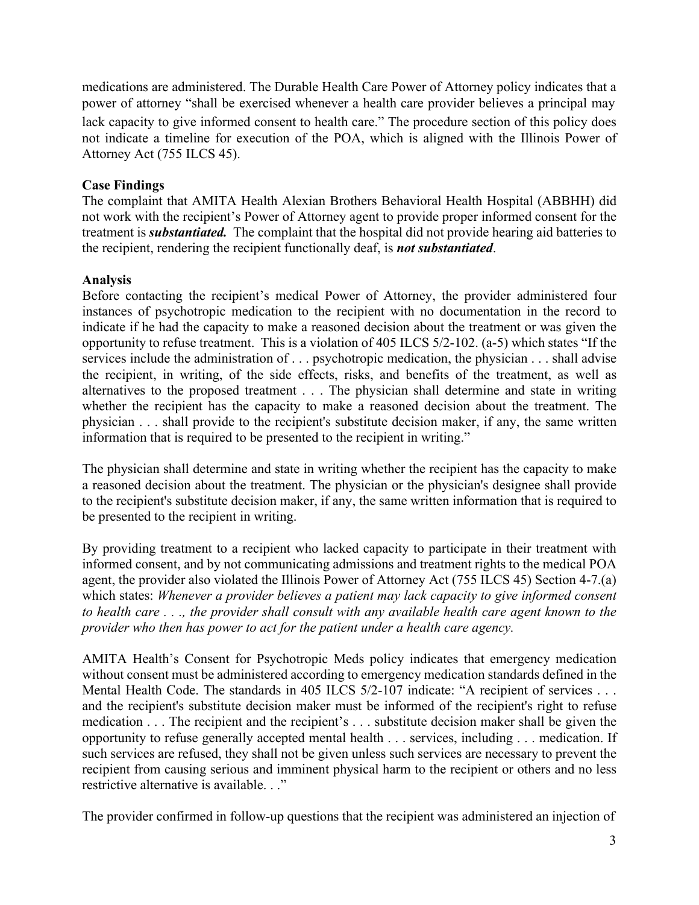medications are administered. The Durable Health Care Power of Attorney policy indicates that a power of attorney "shall be exercised whenever a health care provider believes a principal may lack capacity to give informed consent to health care." The procedure section of this policy does not indicate a timeline for execution of the POA, which is aligned with the Illinois Power of Attorney Act (755 ILCS 45).

**Case Findings**

The complaint that AMITA Health Alexian Brothers Behavioral Health Hospital (ABBHH) did not work with the recipient's Power of Attorney agent to provide proper informed consent for the treatment is ***substantiated.*** The complaint that the hospital did not provide hearing aid batteries to the recipient, rendering the recipient functionally deaf, is ***not substantiated***.

**Analysis**

Before contacting the recipient's medical Power of Attorney, the provider administered four instances of psychotropic medication to the recipient with no documentation in the record to indicate if he had the capacity to make a reasoned decision about the treatment or was given the opportunity to refuse treatment. This is a violation of 405 ILCS 5/2-102. (a-5) which states "If the services include the administration of . . . psychotropic medication, the physician . . . shall advise the recipient, in writing, of the side effects, risks, and benefits of the treatment, as well as alternatives to the proposed treatment . . . The physician shall determine and state in writing whether the recipient has the capacity to make a reasoned decision about the treatment. The physician . . . shall provide to the recipient's substitute decision maker, if any, the same written information that is required to be presented to the recipient in writing."

The physician shall determine and state in writing whether the recipient has the capacity to make a reasoned decision about the treatment. The physician or the physician's designee shall provide to the recipient's substitute decision maker, if any, the same written information that is required to be presented to the recipient in writing.

By providing treatment to a recipient who lacked capacity to participate in their treatment with informed consent, and by not communicating admissions and treatment rights to the medical POA agent, the provider also violated the Illinois Power of Attorney Act (755 ILCS 45) Section 4-7.(a) which states: *Whenever a provider believes a patient may lack capacity to give informed consent to health care . . ., the provider shall consult with any available health care agent known to the provider who then has power to act for the patient under a health care agency.*

AMITA Health's Consent for Psychotropic Meds policy indicates that emergency medication without consent must be administered according to emergency medication standards defined in the Mental Health Code. The standards in 405 ILCS 5/2-107 indicate: "A recipient of services . . . and the recipient's substitute decision maker must be informed of the recipient's right to refuse medication . . . The recipient and the recipient's . . . substitute decision maker shall be given the opportunity to refuse generally accepted mental health . . . services, including . . . medication. If such services are refused, they shall not be given unless such services are necessary to prevent the recipient from causing serious and imminent physical harm to the recipient or others and no less restrictive alternative is available. . ."

The provider confirmed in follow-up questions that the recipient was administered an injection of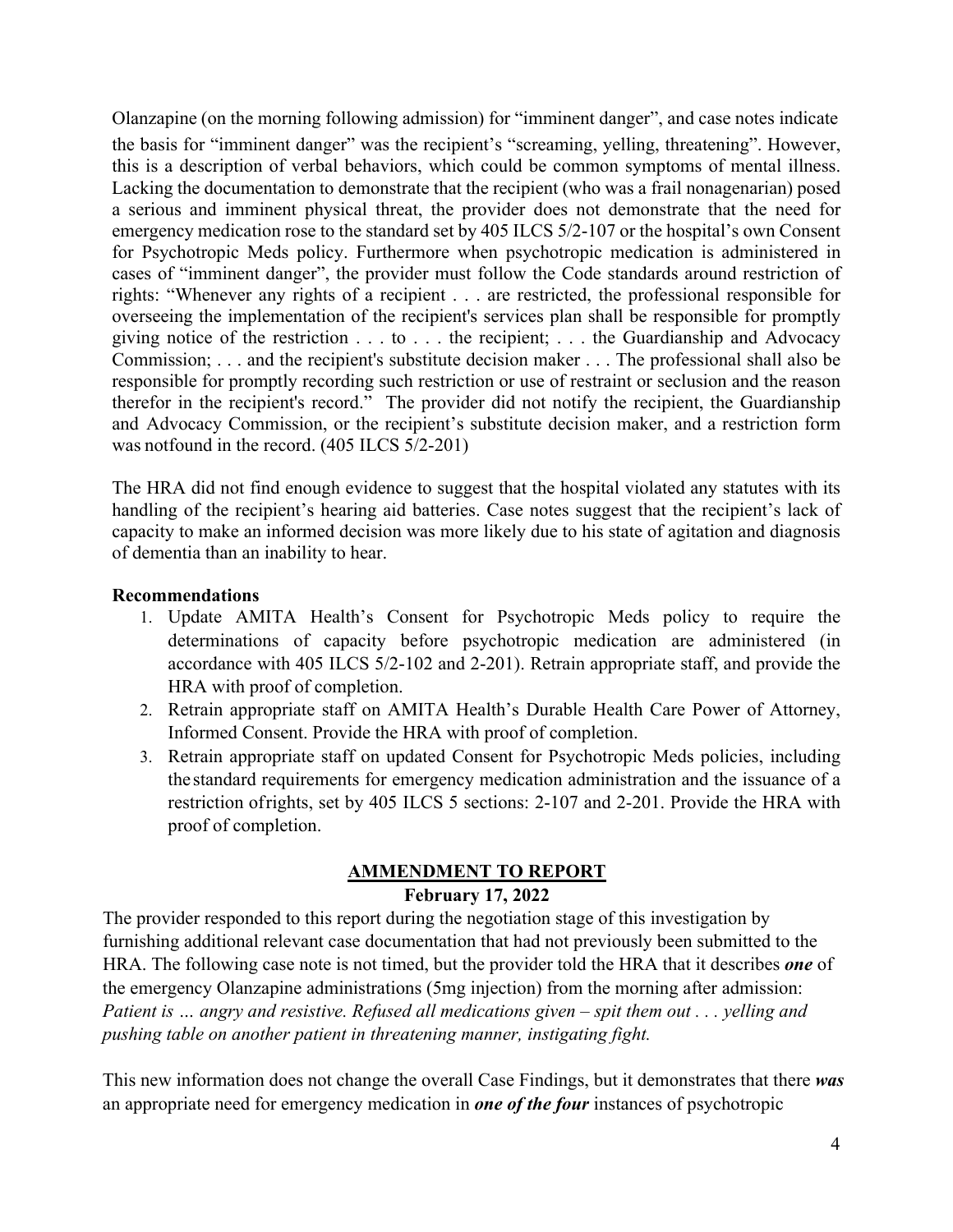Olanzapine (on the morning following admission) for "imminent danger", and case notes indicate the basis for "imminent danger" was the recipient's "screaming, yelling, threatening". However, this is a description of verbal behaviors, which could be common symptoms of mental illness. Lacking the documentation to demonstrate that the recipient (who was a frail nonagenarian) posed a serious and imminent physical threat, the provider does not demonstrate that the need for emergency medication rose to the standard set by 405 ILCS 5/2-107 or the hospital's own Consent for Psychotropic Meds policy. Furthermore when psychotropic medication is administered in cases of "imminent danger", the provider must follow the Code standards around restriction of rights: "Whenever any rights of a recipient . . . are restricted, the professional responsible for overseeing the implementation of the recipient's services plan shall be responsible for promptly giving notice of the restriction . . . to . . . the recipient; . . . the Guardianship and Advocacy Commission; . . . and the recipient's substitute decision maker . . . The professional shall also be responsible for promptly recording such restriction or use of restraint or seclusion and the reason therefor in the recipient's record." The provider did not notify the recipient, the Guardianship and Advocacy Commission, or the recipient's substitute decision maker, and a restriction form was notfound in the record. (405 ILCS 5/2-201)

The HRA did not find enough evidence to suggest that the hospital violated any statutes with its handling of the recipient's hearing aid batteries. Case notes suggest that the recipient's lack of capacity to make an informed decision was more likely due to his state of agitation and diagnosis of dementia than an inability to hear.

**Recommendations**

1. Update AMITA Health's Consent for Psychotropic Meds policy to require the determinations of capacity before psychotropic medication are administered (in accordance with 405 ILCS 5/2-102 and 2-201). Retrain appropriate staff, and provide the HRA with proof of completion.
2. Retrain appropriate staff on AMITA Health's Durable Health Care Power of Attorney, Informed Consent. Provide the HRA with proof of completion.
3. Retrain appropriate staff on updated Consent for Psychotropic Meds policies, including the standard requirements for emergency medication administration and the issuance of a restriction ofrights, set by 405 ILCS 5 sections: 2-107 and 2-201. Provide the HRA with proof of completion.

## AMMENDMENT TO REPORT

**February 17, 2022**

The provider responded to this report during the negotiation stage of this investigation by furnishing additional relevant case documentation that had not previously been submitted to the HRA. The following case note is not timed, but the provider told the HRA that it describes ***one*** of the emergency Olanzapine administrations (5mg injection) from the morning after admission: *Patient is … angry and resistive. Refused all medications given – spit them out . . . yelling and pushing table on another patient in threatening manner, instigating fight.*

This new information does not change the overall Case Findings, but it demonstrates that there ***was*** an appropriate need for emergency medication in ***one of the four*** instances of psychotropic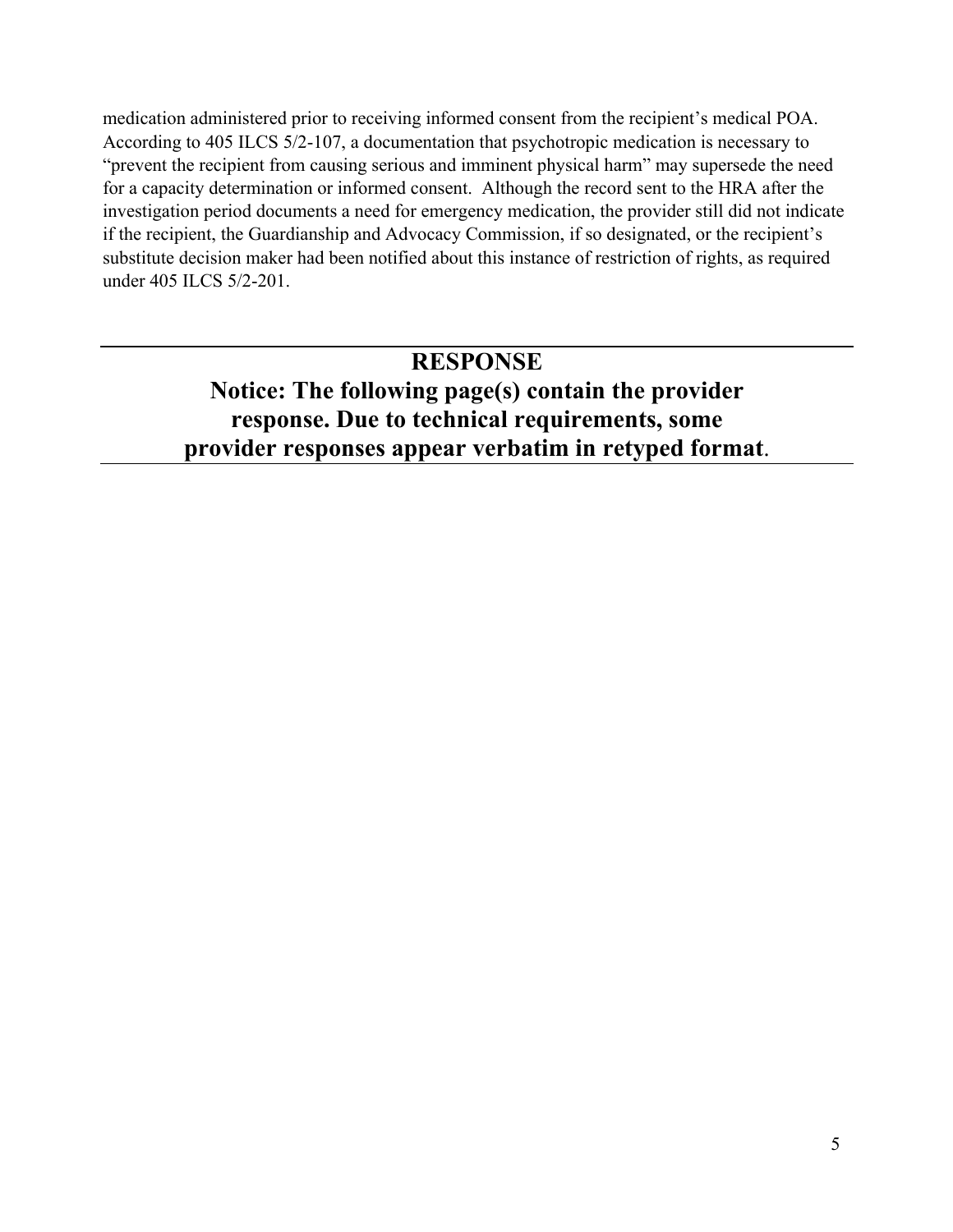medication administered prior to receiving informed consent from the recipient's medical POA. According to 405 ILCS 5/2-107, a documentation that psychotropic medication is necessary to "prevent the recipient from causing serious and imminent physical harm" may supersede the need for a capacity determination or informed consent. Although the record sent to the HRA after the investigation period documents a need for emergency medication, the provider still did not indicate if the recipient, the Guardianship and Advocacy Commission, if so designated, or the recipient's substitute decision maker had been notified about this instance of restriction of rights, as required under 405 ILCS 5/2-201.

---

## RESPONSE

## Notice: The following page(s) contain the provider response. Due to technical requirements, some provider responses appear verbatim in retyped format.

---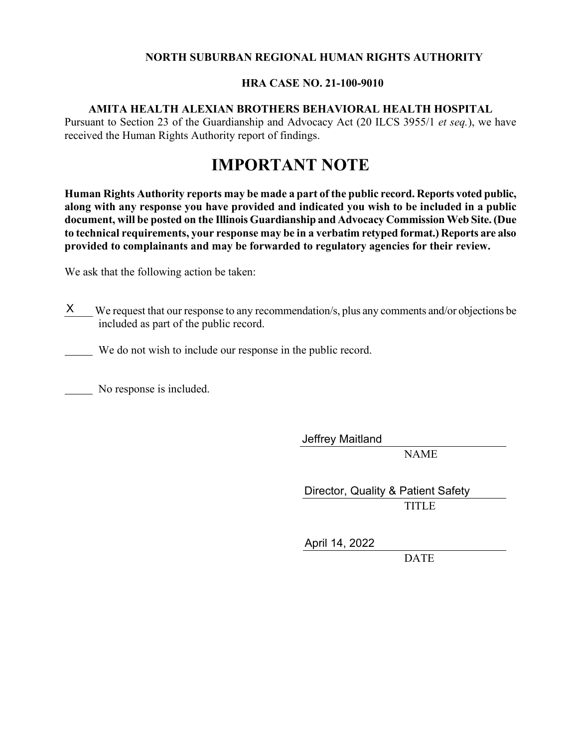**NORTH SUBURBAN REGIONAL HUMAN RIGHTS AUTHORITY**

**HRA CASE NO. 21-100-9010**

**AMITA HEALTH ALEXIAN BROTHERS BEHAVIORAL HEALTH HOSPITAL**

Pursuant to Section 23 of the Guardianship and Advocacy Act (20 ILCS 3955/1 *et seq.*), we have received the Human Rights Authority report of findings.

# IMPORTANT NOTE

**Human Rights Authority reports may be made a part of the public record. Reports voted public, along with any response you have provided and indicated you wish to be included in a public document, will be posted on the Illinois Guardianship and Advocacy Commission Web Site. (Due to technical requirements, your response may be in a verbatim retyped format.) Reports are also provided to complainants and may be forwarded to regulatory agencies for their review.**

We ask that the following action be taken:

\_\_X\_\_ We request that our response to any recommendation/s, plus any comments and/or objections be included as part of the public record.

\_\_\_\_\_ We do not wish to include our response in the public record.

\_\_\_\_\_ No response is included.

Jeffrey Maitland
NAME

Director, Quality & Patient Safety
TITLE

April 14, 2022
DATE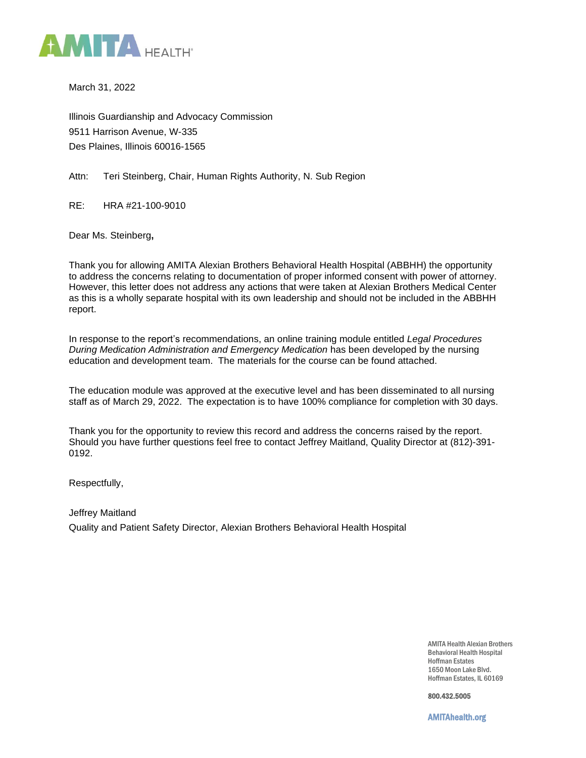AMITA HEALTH

March 31, 2022

Illinois Guardianship and Advocacy Commission
9511 Harrison Avenue, W-335
Des Plaines, Illinois 60016-1565

Attn: Teri Steinberg, Chair, Human Rights Authority, N. Sub Region

RE: HRA #21-100-9010

Dear Ms. Steinberg**,**

Thank you for allowing AMITA Alexian Brothers Behavioral Health Hospital (ABBHH) the opportunity to address the concerns relating to documentation of proper informed consent with power of attorney. However, this letter does not address any actions that were taken at Alexian Brothers Medical Center as this is a wholly separate hospital with its own leadership and should not be included in the ABBHH report.

In response to the report's recommendations, an online training module entitled *Legal Procedures During Medication Administration and Emergency Medication* has been developed by the nursing education and development team. The materials for the course can be found attached.

The education module was approved at the executive level and has been disseminated to all nursing staff as of March 29, 2022. The expectation is to have 100% compliance for completion with 30 days.

Thank you for the opportunity to review this record and address the concerns raised by the report. Should you have further questions feel free to contact Jeffrey Maitland, Quality Director at (812)-391-0192.

Respectfully,

Jeffrey Maitland
Quality and Patient Safety Director, Alexian Brothers Behavioral Health Hospital

AMITA Health Alexian Brothers
Behavioral Health Hospital
Hoffman Estates
1650 Moon Lake Blvd.
Hoffman Estates, IL 60169

800.432.5005

AMITAhealth.org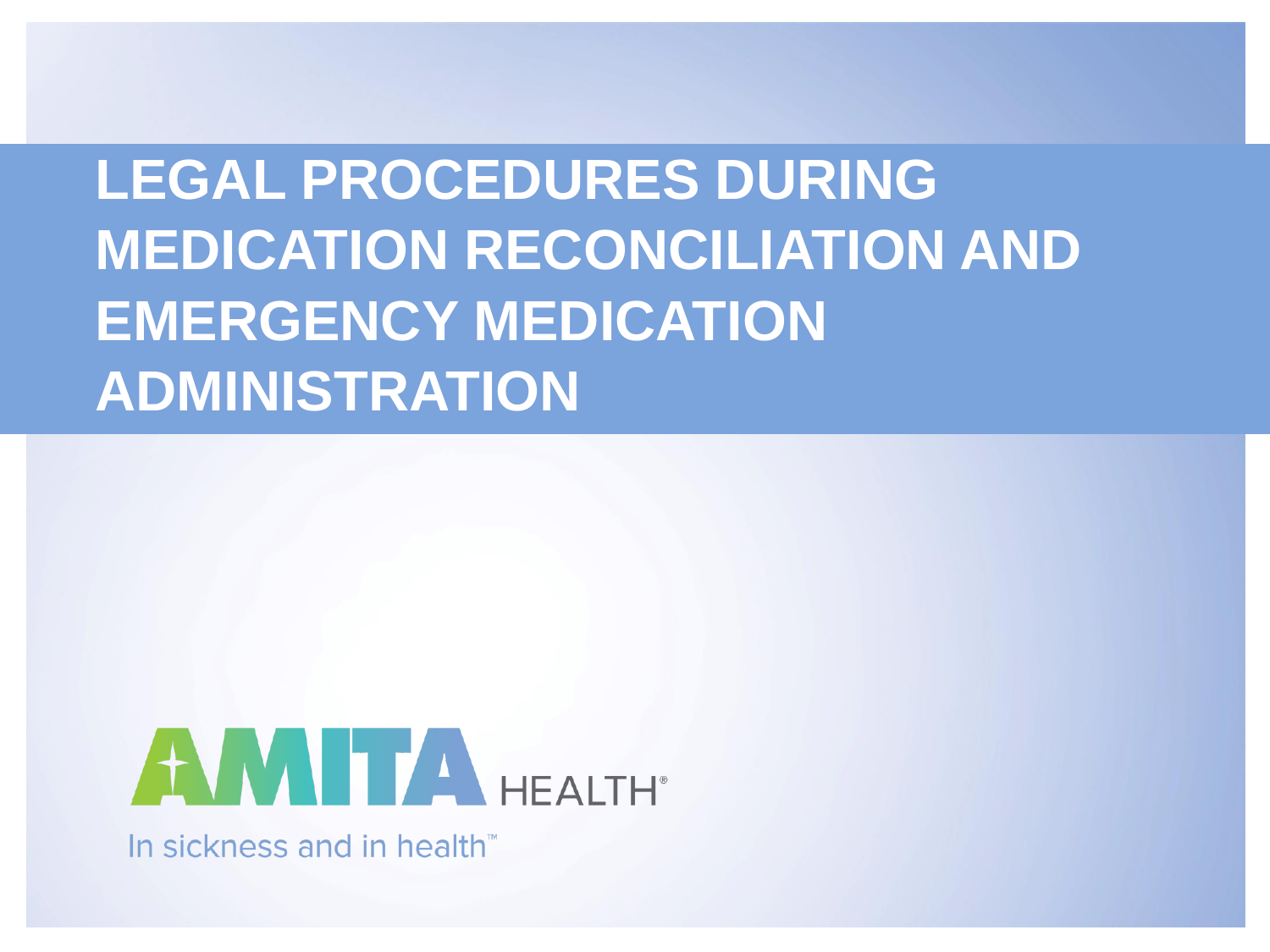# LEGAL PROCEDURES DURING MEDICATION RECONCILIATION AND EMERGENCY MEDICATION ADMINISTRATION

AMITA HEALTH®

In sickness and in health™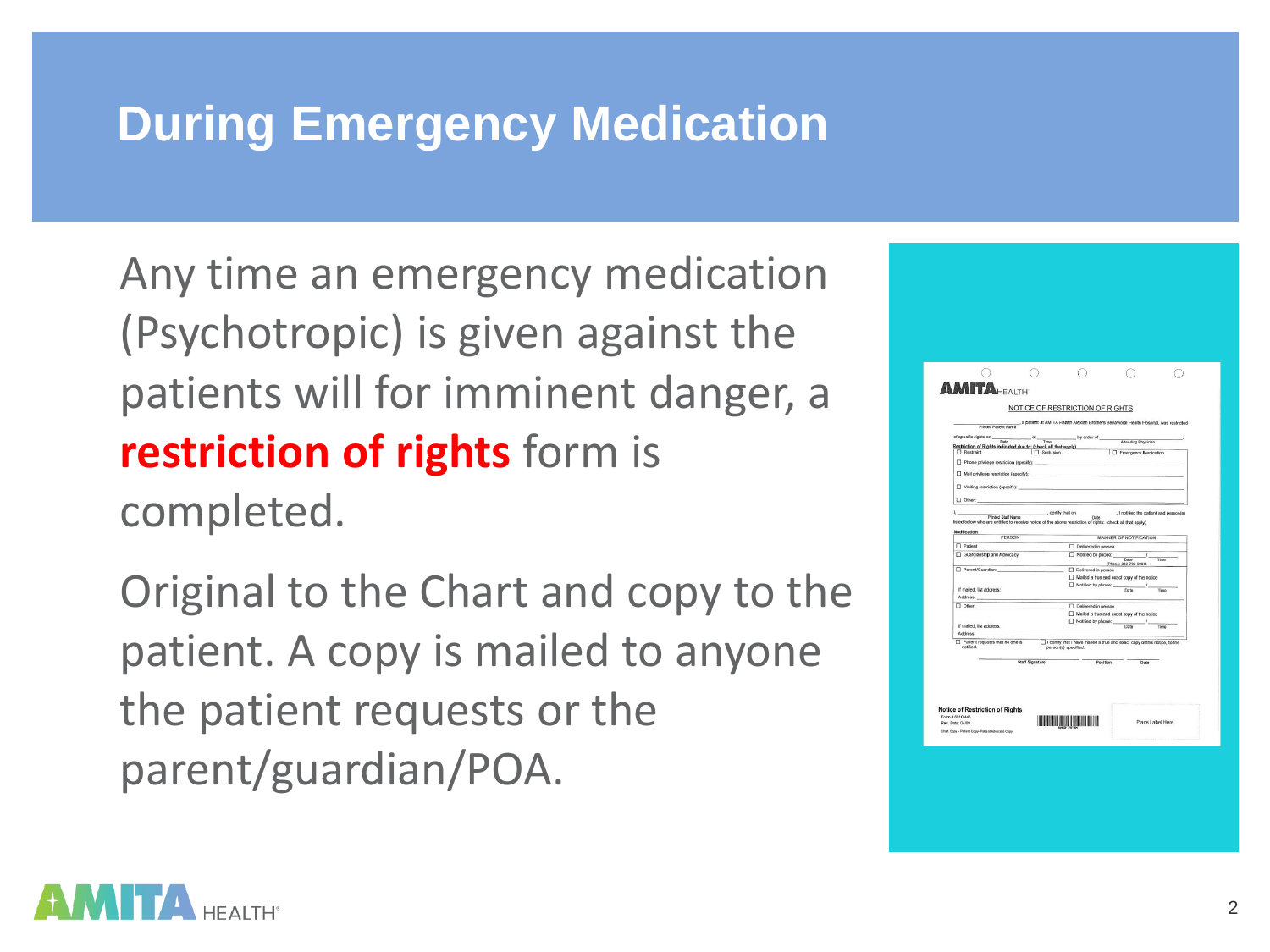# During Emergency Medication

Any time an emergency medication (Psychotropic) is given against the patients will for imminent danger, a **restriction of rights** form is completed.

Original to the Chart and copy to the patient. A copy is mailed to anyone the patient requests or the parent/guardian/POA.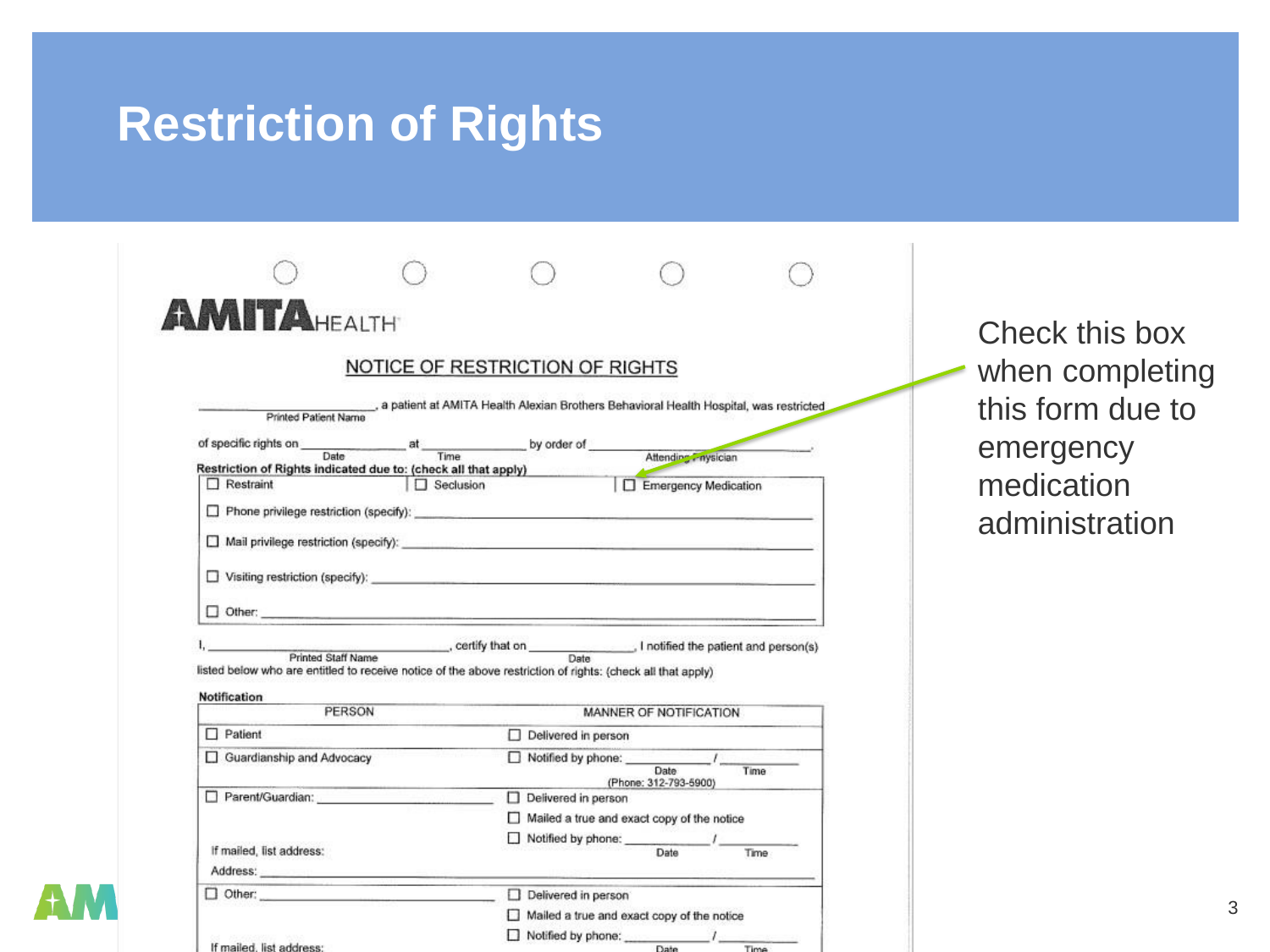# Restriction of Rights

**AMITA**HEALTH

## NOTICE OF RESTRICTION OF RIGHTS

________________________, a patient at AMITA Health Alexian Brothers Behavioral Health Hospital, was restricted
Printed Patient Name

of specific rights on ______________ at ______________ by order of ______________________________.
Date Time Attending Physician

**Restriction of Rights indicated due to: (check all that apply)**

| | | |
|---|---|---|
| ☐ Restraint | ☐ Seclusion | ☐ Emergency Medication |
| ☐ Phone privilege restriction (specify): ______________________ | | |
| ☐ Mail privilege restriction (specify): ______________________ | | |
| ☐ Visiting restriction (specify): ______________________ | | |
| ☐ Other: ______________________ | | |

I, ________________________, certify that on ______________, I notified the patient and person(s)
Printed Staff Name Date

listed below who are entitled to receive notice of the above restriction of rights: (check all that apply)

**Notification**

| PERSON | MANNER OF NOTIFICATION |
|---|---|
| ☐ Patient | ☐ Delivered in person |
| ☐ Guardianship and Advocacy | ☐ Notified by phone: ________ / ________ Date Time (Phone: 312-793-5900) |
| ☐ Parent/Guardian: ______________ | ☐ Delivered in person<br>☐ Mailed a true and exact copy of the notice<br>☐ Notified by phone: ________ / ________ Date Time |
| If mailed, list address: | |
| Address: ______________________ | |
| ☐ Other: ______________ | ☐ Delivered in person<br>☐ Mailed a true and exact copy of the notice<br>☐ Notified by phone: ________ / ________ Date Time |
| If mailed, list address: | |

Check this box when completing this form due to emergency medication administration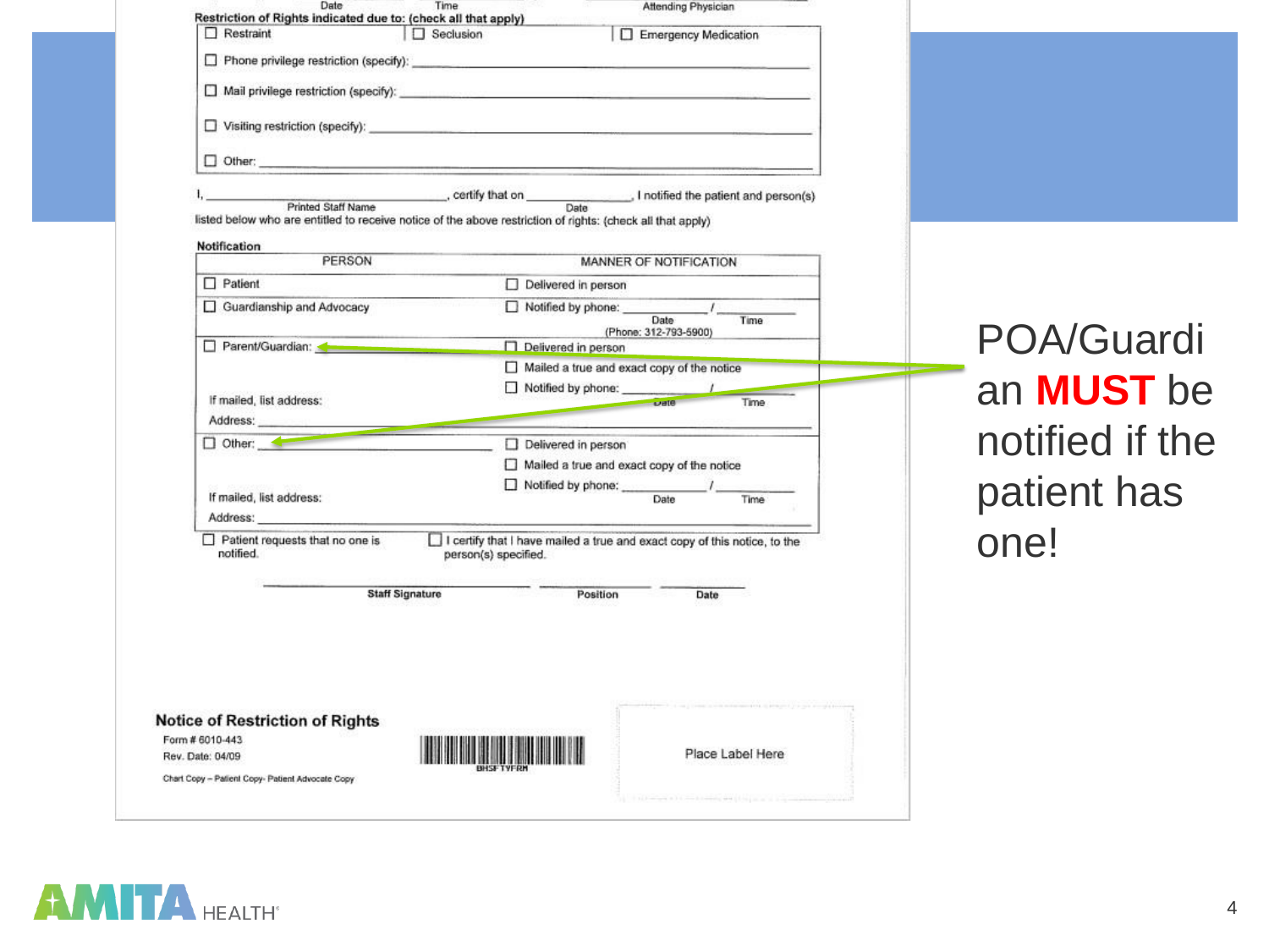Date Time Attending Physician

**Restriction of Rights indicated due to: (check all that apply)**

| | | |
|---|---|---|
| ☐ Restraint | ☐ Seclusion | ☐ Emergency Medication |
| ☐ Phone privilege restriction (specify): ______ | | |
| ☐ Mail privilege restriction (specify): ______ | | |
| ☐ Visiting restriction (specify): ______ | | |
| ☐ Other: ______ | | |

I, ______________ (Printed Staff Name), certify that on __________ (Date), I notified the patient and person(s) listed below who are entitled to receive notice of the above restriction of rights: (check all that apply)

**Notification**

| PERSON | MANNER OF NOTIFICATION |
|---|---|
| ☐ Patient | ☐ Delivered in person |
| ☐ Guardianship and Advocacy | ☐ Notified by phone: ______ / ______ Date Time (Phone: 312-793-5900) |
| ☐ Parent/Guardian: ______ | ☐ Delivered in person |
| | ☐ Mailed a true and exact copy of the notice |
| If mailed, list address: | ☐ Notified by phone: ______ / ______ Date Time |
| Address: ______ | |
| ☐ Other: ______ | ☐ Delivered in person |
| | ☐ Mailed a true and exact copy of the notice |
| If mailed, list address: | ☐ Notified by phone: ______ / ______ Date Time |
| Address: ______ | |
| ☐ Patient requests that no one is notified. | ☐ I certify that I have mailed a true and exact copy of this notice, to the person(s) specified. |

______ Staff Signature ______ Position ______ Date

**Notice of Restriction of Rights**

Form # 6010-443

Rev. Date: 04/09

Chart Copy – Patient Copy- Patient Advocate Copy

BHSFTYFRM

Place Label Here

POA/Guardian **MUST** be notified if the patient has one!

AMITA HEALTH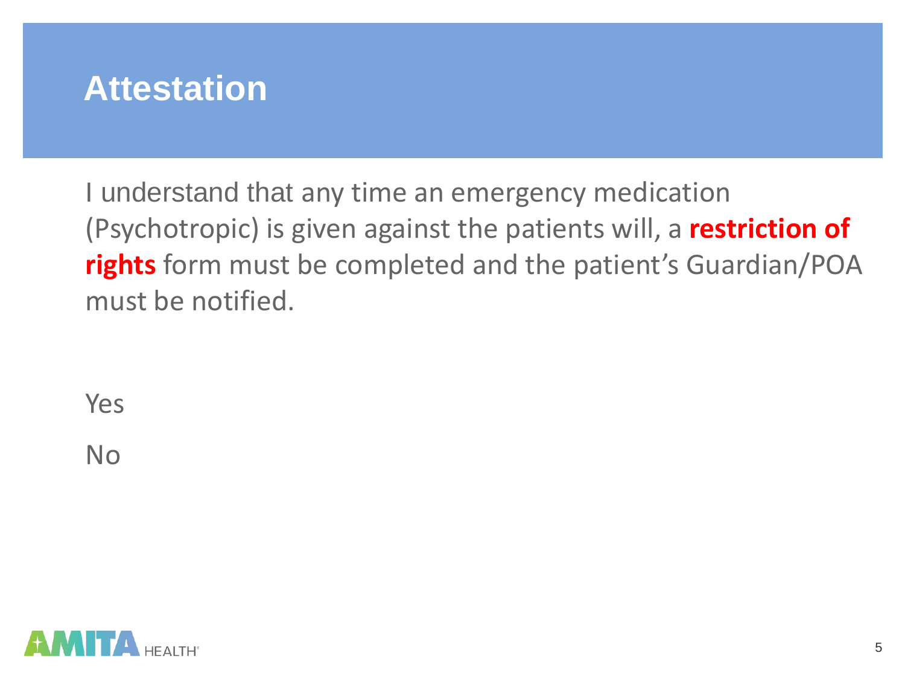# Attestation

I understand that any time an emergency medication (Psychotropic) is given against the patients will, a **restriction of rights** form must be completed and the patient's Guardian/POA must be notified.

Yes

No

AMITA HEALTH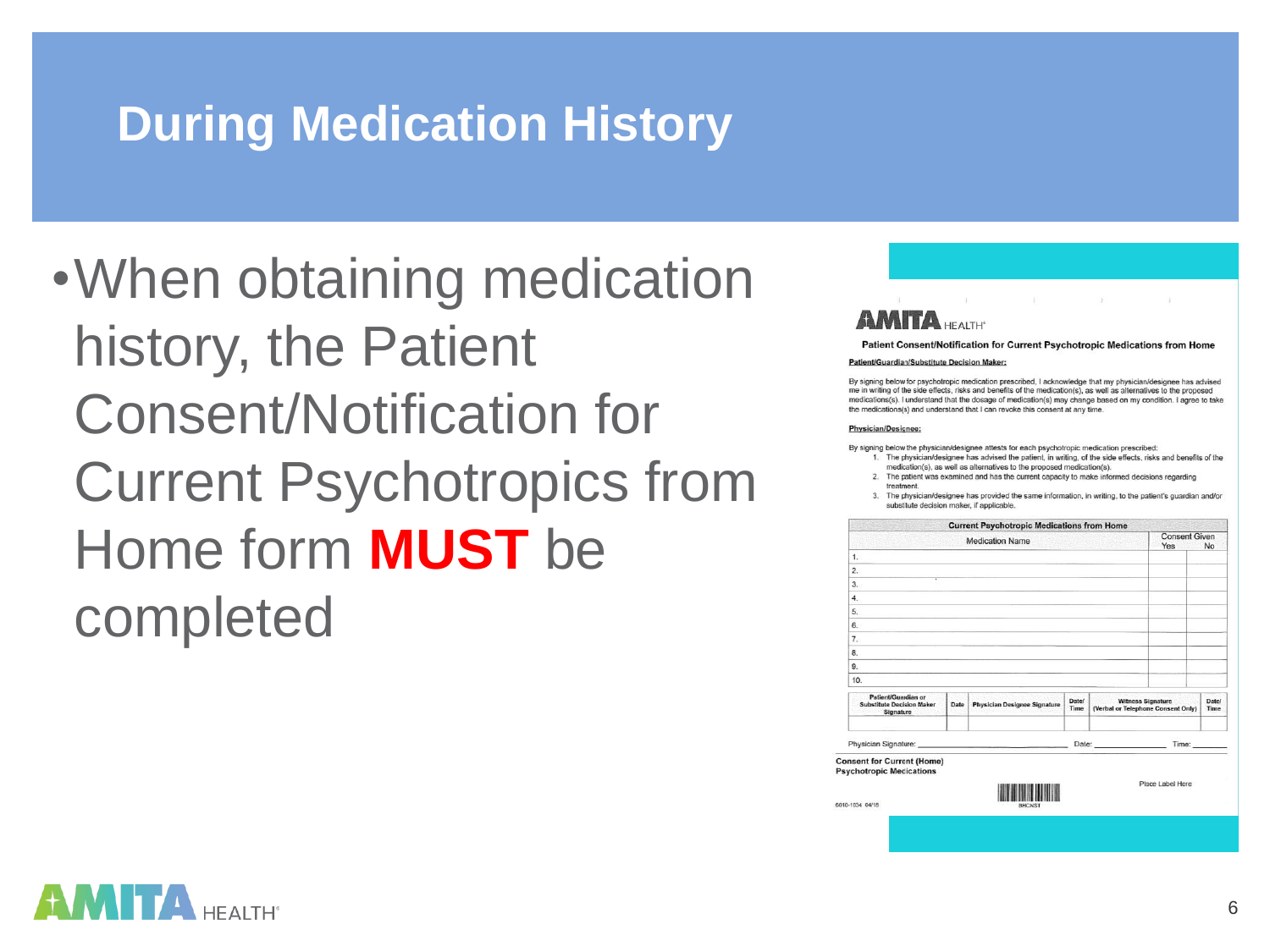# During Medication History

- When obtaining medication history, the Patient Consent/Notification for Current Psychotropics from Home form **MUST** be completed

**AMITA** HEALTH

**Patient Consent/Notification for Current Psychotropic Medications from Home**

**Patient/Guardian/Substitute Decision Maker:**

By signing below for psychotropic medication prescribed, I acknowledge that my physician/designee has advised me in writing of the side effects, risks and benefits of the medication(s), as well as alternatives to the proposed medications(s). I understand that the dosage of medication(s) may change based on my condition. I agree to take the medications(s) and understand that I can revoke this consent at any time.

**Physician/Designee:**

By signing below the physician/designee attests for each psychotropic medication prescribed:

1. The physician/designee has advised the patient, in writing, of the side effects, risks and benefits of the medication(s), as well as alternatives to the proposed medication(s).
2. The patient was examined and has the current capacity to make informed decisions regarding treatment.
3. The physician/designee has provided the same information, in writing, to the patient's guardian and/or substitute decision maker, if applicable.

| Current Psychotropic Medications from Home | | |
|---|---|---|
| Medication Name | Consent Given Yes | No |
| 1. | | |
| 2. | | |
| 3. | | |
| 4. | | |
| 5. | | |
| 6. | | |
| 7. | | |
| 8. | | |
| 9. | | |
| 10. | | |

| Patient/Guardian or Substitute Decision Maker Signature | Date | Physician Designee Signature | Date/Time | Witness Signature (Verbal or Telephone Consent Only) | Date/Time |
|---|---|---|---|---|---|
| | | | | | |

Physician Signature: ______________ Date: ______________ Time: ______

**Consent for Current (Home) Psychotropic Medications**

Place Label Here

6010-1534 04/18

BHCNS1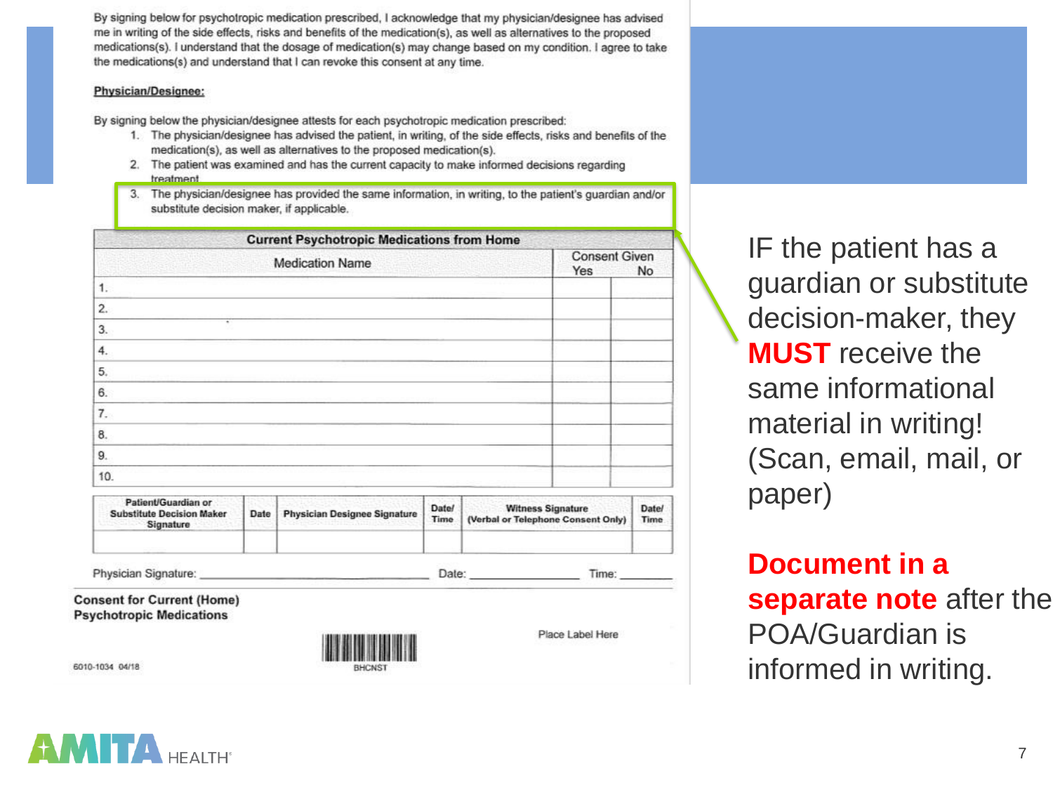By signing below for psychotropic medication prescribed, I acknowledge that my physician/designee has advised me in writing of the side effects, risks and benefits of the medication(s), as well as alternatives to the proposed medications(s). I understand that the dosage of medication(s) may change based on my condition. I agree to take the medications(s) and understand that I can revoke this consent at any time.

**Physician/Designee:**

By signing below the physician/designee attests for each psychotropic medication prescribed:

1. The physician/designee has advised the patient, in writing, of the side effects, risks and benefits of the medication(s), as well as alternatives to the proposed medication(s).
2. The patient was examined and has the current capacity to make informed decisions regarding treatment
3. The physician/designee has provided the same information, in writing, to the patient's guardian and/or substitute decision maker, if applicable.

| Current Psychotropic Medications from Home | | |
|---|---|---|
| Medication Name | Consent Given | |
| | Yes | No |
| 1. | | |
| 2. | | |
| 3. | | |
| 4. | | |
| 5. | | |
| 6. | | |
| 7. | | |
| 8. | | |
| 9. | | |
| 10. | | |

| Patient/Guardian or Substitute Decision Maker Signature | Date | Physician Designee Signature | Date/ Time | Witness Signature (Verbal or Telephone Consent Only) | Date/ Time |
|---|---|---|---|---|---|
| | | | | | |

Physician Signature: ______________________ Date: ____________ Time: ________

**Consent for Current (Home) Psychotropic Medications**

Place Label Here

6010-1034 04/18

BHCNST

IF the patient has a guardian or substitute decision-maker, they **MUST** receive the same informational material in writing! (Scan, email, mail, or paper)

**Document in a separate note** after the POA/Guardian is informed in writing.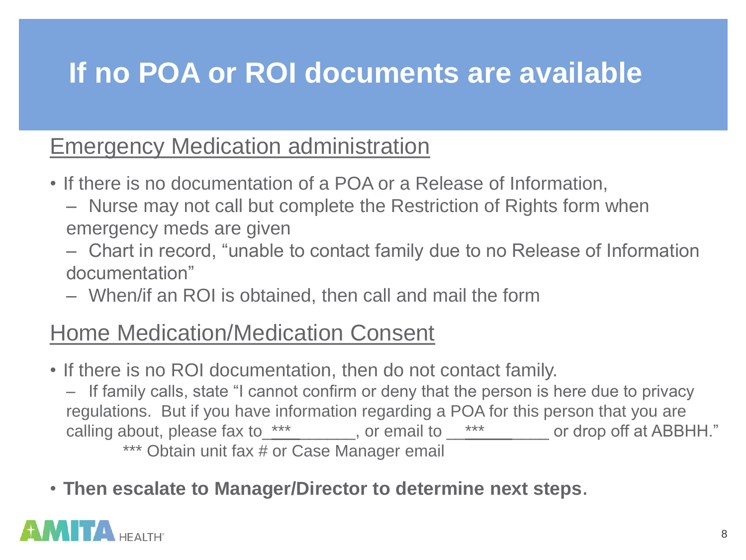# If no POA or ROI documents are available

## Emergency Medication administration

- If there is no documentation of a POA or a Release of Information,
  - Nurse may not call but complete the Restriction of Rights form when emergency meds are given
  - Chart in record, "unable to contact family due to no Release of Information documentation"
  - When/if an ROI is obtained, then call and mail the form

## Home Medication/Medication Consent

- If there is no ROI documentation, then do not contact family.
  - If family calls, state "I cannot confirm or deny that the person is here due to privacy regulations. But if you have information regarding a POA for this person that you are calling about, please fax to \*\*\*\_\_\_\_\_\_\_\_, or email to \_\_\*\*\*\_\_\_\_\_\_\_\_ or drop off at ABBHH."

    \*\*\* Obtain unit fax # or Case Manager email

- **Then escalate to Manager/Director to determine next steps.**

AMITA HEALTH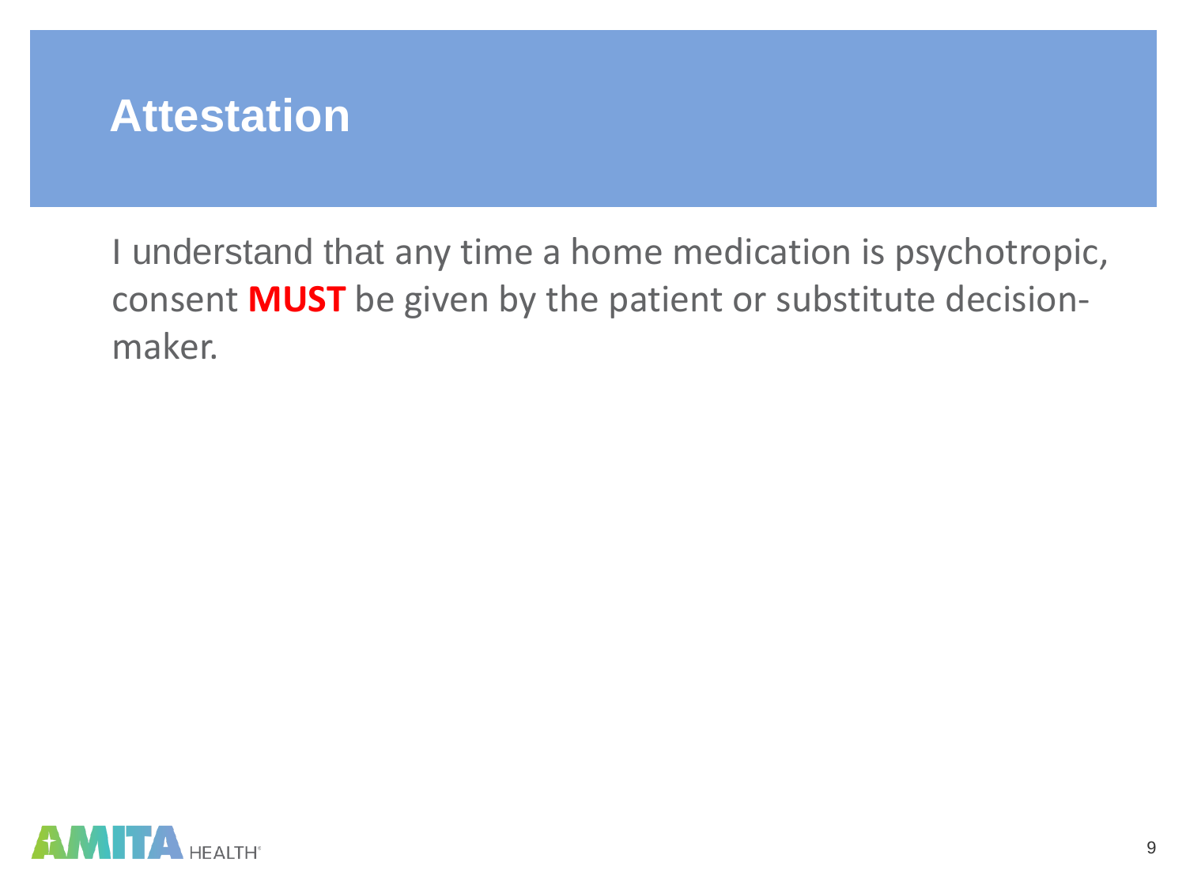# Attestation

I understand that any time a home medication is psychotropic, consent **MUST** be given by the patient or substitute decision-maker.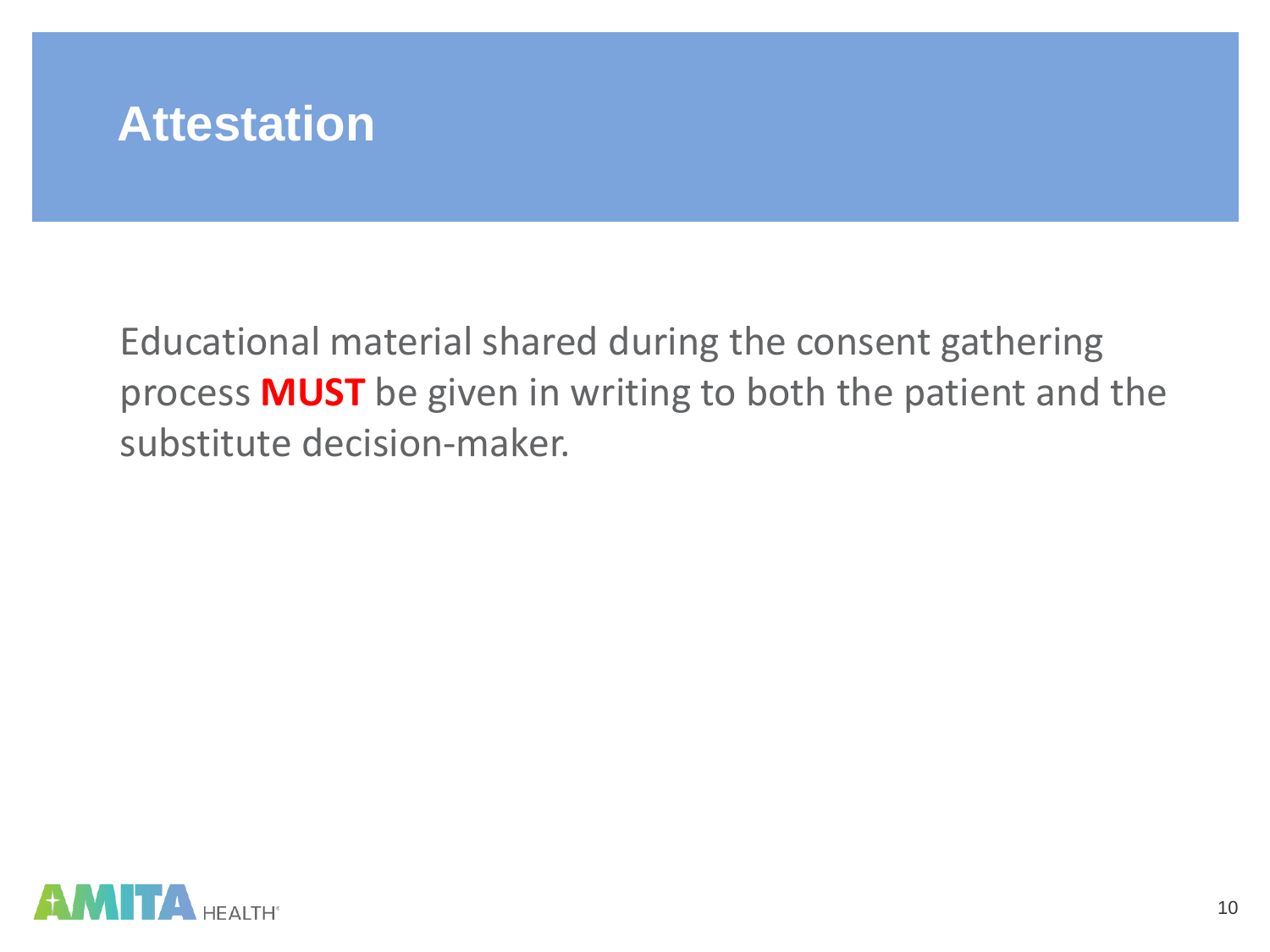# Attestation

Educational material shared during the consent gathering process **MUST** be given in writing to both the patient and the substitute decision-maker.